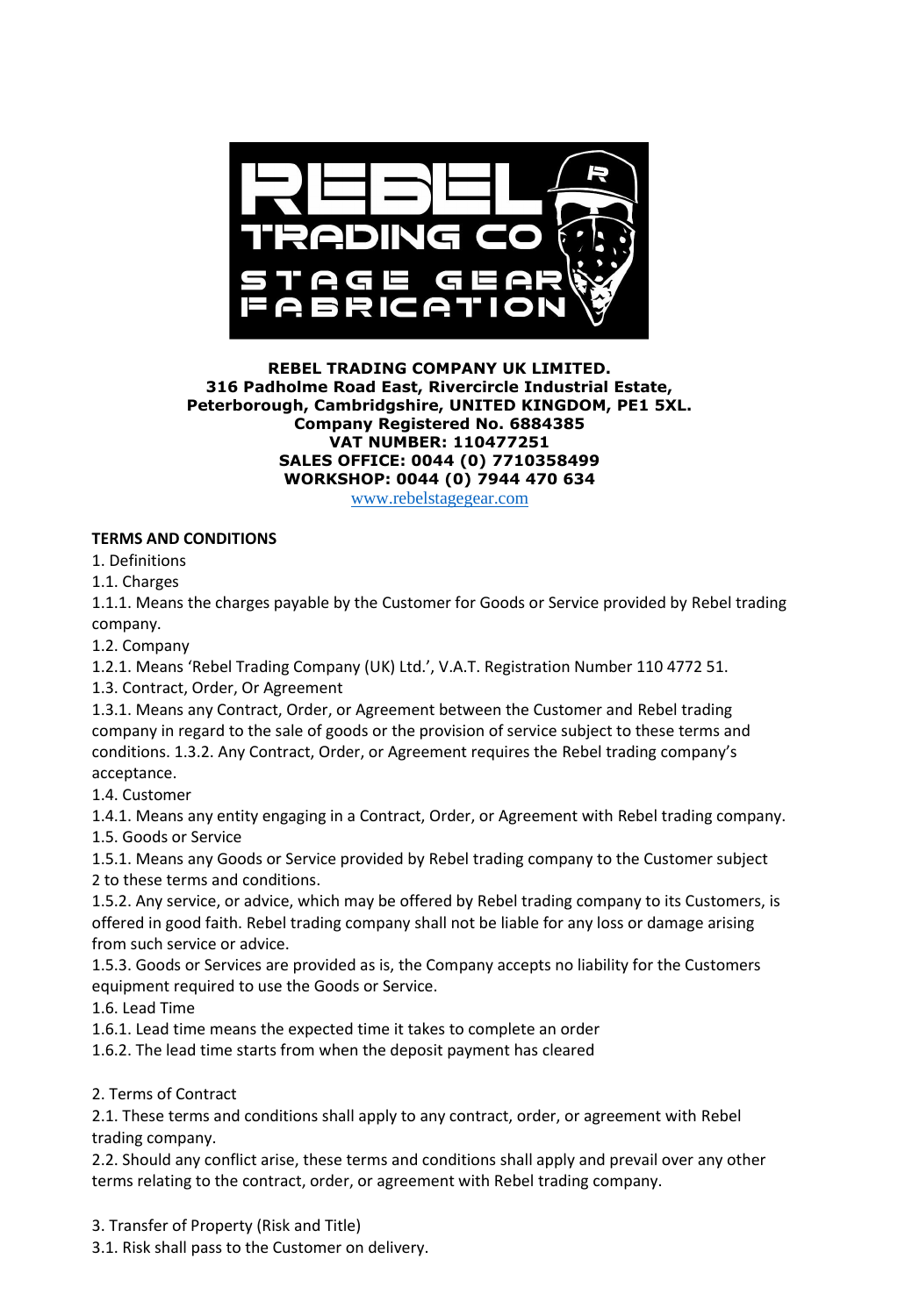**REBEL TRADING COMPANY UK LIMITED.**
**316 Padholme Road East, Rivercircle Industrial Estate,**
**Peterborough, Cambridgshire, UNITED KINGDOM, PE1 5XL.**
**Company Registered No. 6884385**
**VAT NUMBER: 110477251**
**SALES OFFICE: 0044 (0) 7710358499**
**WORKSHOP: 0044 (0) 7944 470 634**
www.rebelstagegear.com

**TERMS AND CONDITIONS**

1. Definitions

1.1. Charges

1.1.1. Means the charges payable by the Customer for Goods or Service provided by Rebel trading company.

1.2. Company

1.2.1. Means 'Rebel Trading Company (UK) Ltd.', V.A.T. Registration Number 110 4772 51.

1.3. Contract, Order, Or Agreement

1.3.1. Means any Contract, Order, or Agreement between the Customer and Rebel trading company in regard to the sale of goods or the provision of service subject to these terms and conditions. 1.3.2. Any Contract, Order, or Agreement requires the Rebel trading company's acceptance.

1.4. Customer

1.4.1. Means any entity engaging in a Contract, Order, or Agreement with Rebel trading company.

1.5. Goods or Service

1.5.1. Means any Goods or Service provided by Rebel trading company to the Customer subject 2 to these terms and conditions.

1.5.2. Any service, or advice, which may be offered by Rebel trading company to its Customers, is offered in good faith. Rebel trading company shall not be liable for any loss or damage arising from such service or advice.

1.5.3. Goods or Services are provided as is, the Company accepts no liability for the Customers equipment required to use the Goods or Service.

1.6. Lead Time

1.6.1. Lead time means the expected time it takes to complete an order

1.6.2. The lead time starts from when the deposit payment has cleared

2. Terms of Contract

2.1. These terms and conditions shall apply to any contract, order, or agreement with Rebel trading company.

2.2. Should any conflict arise, these terms and conditions shall apply and prevail over any other terms relating to the contract, order, or agreement with Rebel trading company.

3. Transfer of Property (Risk and Title)

3.1. Risk shall pass to the Customer on delivery.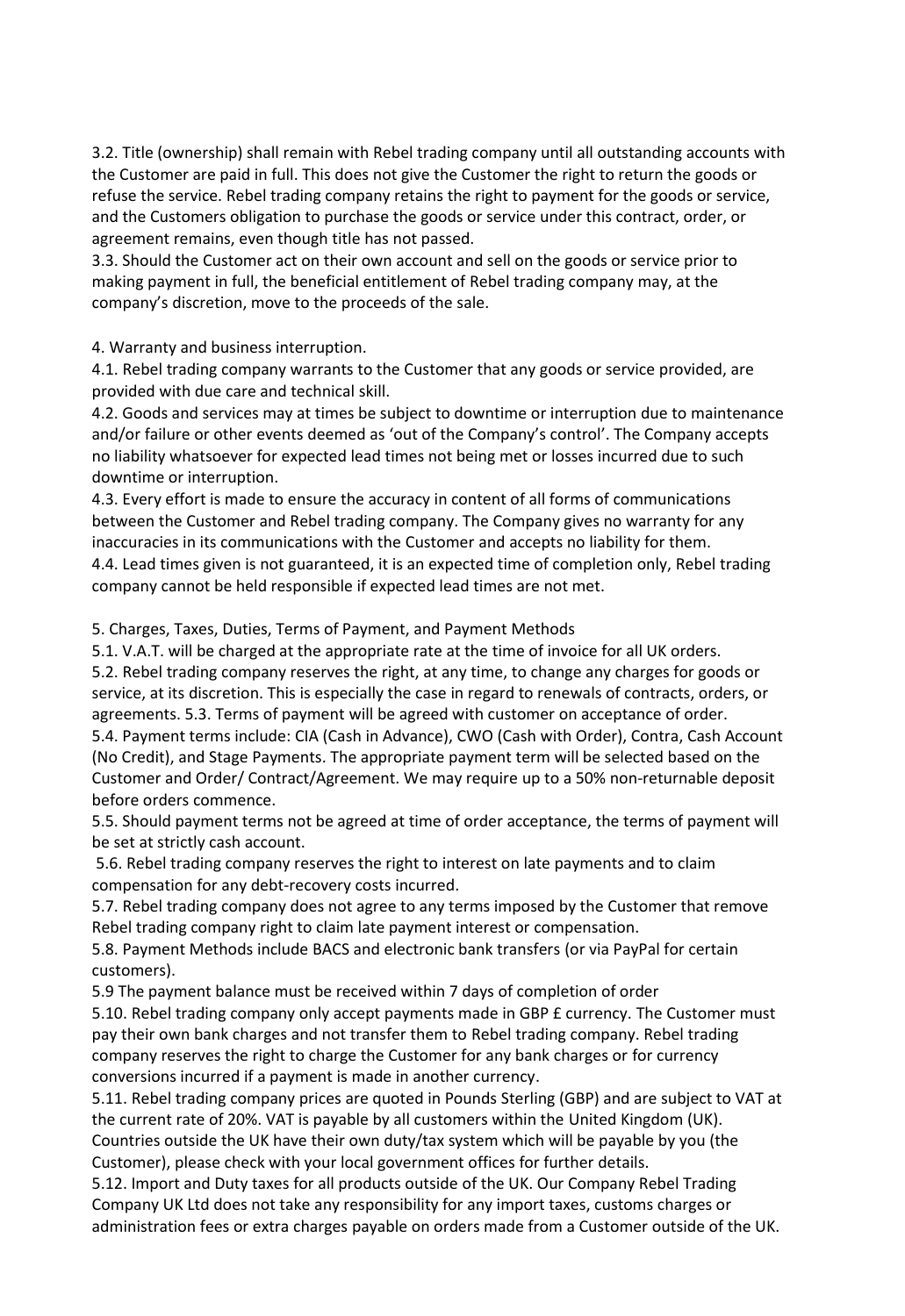3.2. Title (ownership) shall remain with Rebel trading company until all outstanding accounts with the Customer are paid in full. This does not give the Customer the right to return the goods or refuse the service. Rebel trading company retains the right to payment for the goods or service, and the Customers obligation to purchase the goods or service under this contract, order, or agreement remains, even though title has not passed.
3.3. Should the Customer act on their own account and sell on the goods or service prior to making payment in full, the beneficial entitlement of Rebel trading company may, at the company's discretion, move to the proceeds of the sale.

4. Warranty and business interruption.
4.1. Rebel trading company warrants to the Customer that any goods or service provided, are provided with due care and technical skill.
4.2. Goods and services may at times be subject to downtime or interruption due to maintenance and/or failure or other events deemed as 'out of the Company's control'. The Company accepts no liability whatsoever for expected lead times not being met or losses incurred due to such downtime or interruption.
4.3. Every effort is made to ensure the accuracy in content of all forms of communications between the Customer and Rebel trading company. The Company gives no warranty for any inaccuracies in its communications with the Customer and accepts no liability for them.
4.4. Lead times given is not guaranteed, it is an expected time of completion only, Rebel trading company cannot be held responsible if expected lead times are not met.

5. Charges, Taxes, Duties, Terms of Payment, and Payment Methods
5.1. V.A.T. will be charged at the appropriate rate at the time of invoice for all UK orders.
5.2. Rebel trading company reserves the right, at any time, to change any charges for goods or service, at its discretion. This is especially the case in regard to renewals of contracts, orders, or agreements. 5.3. Terms of payment will be agreed with customer on acceptance of order.
5.4. Payment terms include: CIA (Cash in Advance), CWO (Cash with Order), Contra, Cash Account (No Credit), and Stage Payments. The appropriate payment term will be selected based on the Customer and Order/ Contract/Agreement. We may require up to a 50% non-returnable deposit before orders commence.
5.5. Should payment terms not be agreed at time of order acceptance, the terms of payment will be set at strictly cash account.
5.6. Rebel trading company reserves the right to interest on late payments and to claim compensation for any debt-recovery costs incurred.
5.7. Rebel trading company does not agree to any terms imposed by the Customer that remove Rebel trading company right to claim late payment interest or compensation.
5.8. Payment Methods include BACS and electronic bank transfers (or via PayPal for certain customers).
5.9 The payment balance must be received within 7 days of completion of order
5.10. Rebel trading company only accept payments made in GBP £ currency. The Customer must pay their own bank charges and not transfer them to Rebel trading company. Rebel trading company reserves the right to charge the Customer for any bank charges or for currency conversions incurred if a payment is made in another currency.
5.11. Rebel trading company prices are quoted in Pounds Sterling (GBP) and are subject to VAT at the current rate of 20%. VAT is payable by all customers within the United Kingdom (UK). Countries outside the UK have their own duty/tax system which will be payable by you (the Customer), please check with your local government offices for further details.
5.12. Import and Duty taxes for all products outside of the UK. Our Company Rebel Trading Company UK Ltd does not take any responsibility for any import taxes, customs charges or administration fees or extra charges payable on orders made from a Customer outside of the UK.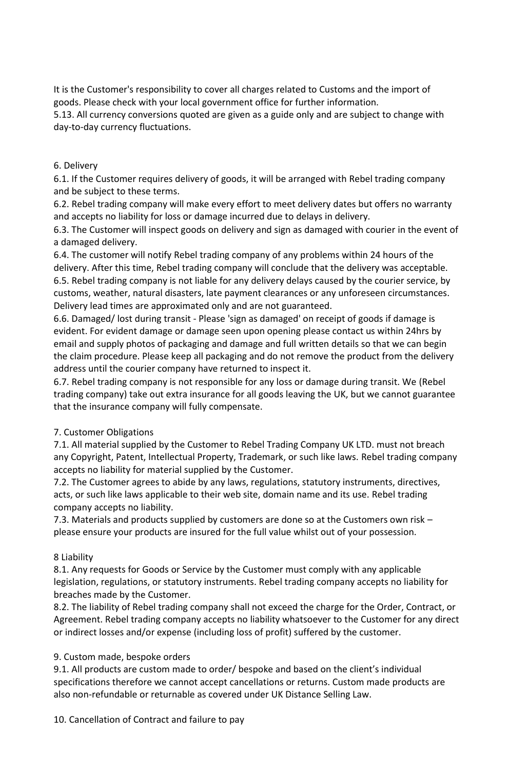It is the Customer's responsibility to cover all charges related to Customs and the import of goods. Please check with your local government office for further information.

5.13. All currency conversions quoted are given as a guide only and are subject to change with day-to-day currency fluctuations.

## 6. Delivery

6.1. If the Customer requires delivery of goods, it will be arranged with Rebel trading company and be subject to these terms.

6.2. Rebel trading company will make every effort to meet delivery dates but offers no warranty and accepts no liability for loss or damage incurred due to delays in delivery.

6.3. The Customer will inspect goods on delivery and sign as damaged with courier in the event of a damaged delivery.

6.4. The customer will notify Rebel trading company of any problems within 24 hours of the delivery. After this time, Rebel trading company will conclude that the delivery was acceptable.

6.5. Rebel trading company is not liable for any delivery delays caused by the courier service, by customs, weather, natural disasters, late payment clearances or any unforeseen circumstances. Delivery lead times are approximated only and are not guaranteed.

6.6. Damaged/ lost during transit - Please 'sign as damaged' on receipt of goods if damage is evident. For evident damage or damage seen upon opening please contact us within 24hrs by email and supply photos of packaging and damage and full written details so that we can begin the claim procedure. Please keep all packaging and do not remove the product from the delivery address until the courier company have returned to inspect it.

6.7. Rebel trading company is not responsible for any loss or damage during transit. We (Rebel trading company) take out extra insurance for all goods leaving the UK, but we cannot guarantee that the insurance company will fully compensate.

## 7. Customer Obligations

7.1. All material supplied by the Customer to Rebel Trading Company UK LTD. must not breach any Copyright, Patent, Intellectual Property, Trademark, or such like laws. Rebel trading company accepts no liability for material supplied by the Customer.

7.2. The Customer agrees to abide by any laws, regulations, statutory instruments, directives, acts, or such like laws applicable to their web site, domain name and its use. Rebel trading company accepts no liability.

7.3. Materials and products supplied by customers are done so at the Customers own risk – please ensure your products are insured for the full value whilst out of your possession.

## 8 Liability

8.1. Any requests for Goods or Service by the Customer must comply with any applicable legislation, regulations, or statutory instruments. Rebel trading company accepts no liability for breaches made by the Customer.

8.2. The liability of Rebel trading company shall not exceed the charge for the Order, Contract, or Agreement. Rebel trading company accepts no liability whatsoever to the Customer for any direct or indirect losses and/or expense (including loss of profit) suffered by the customer.

## 9. Custom made, bespoke orders

9.1. All products are custom made to order/ bespoke and based on the client's individual specifications therefore we cannot accept cancellations or returns. Custom made products are also non-refundable or returnable as covered under UK Distance Selling Law.

## 10. Cancellation of Contract and failure to pay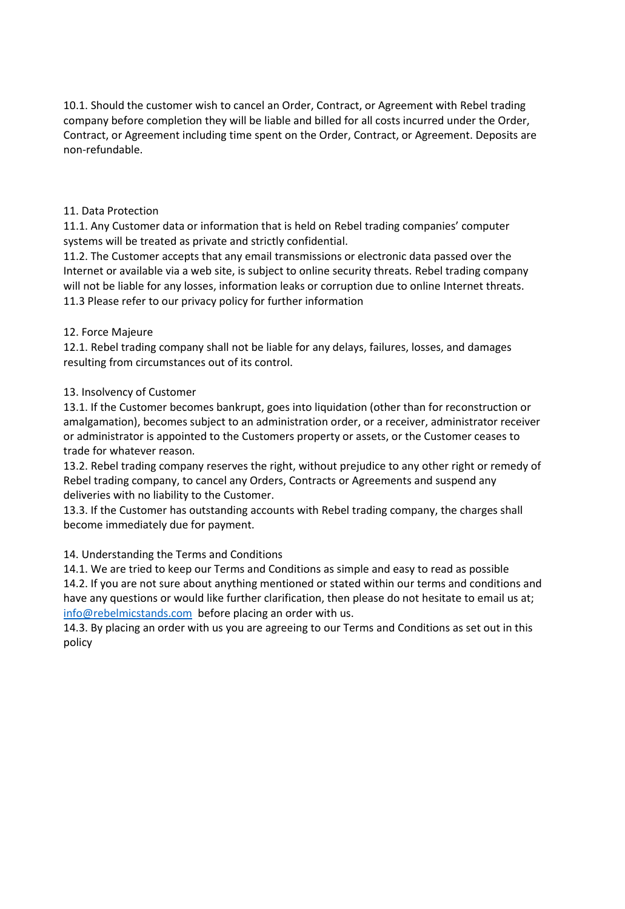10.1. Should the customer wish to cancel an Order, Contract, or Agreement with Rebel trading company before completion they will be liable and billed for all costs incurred under the Order, Contract, or Agreement including time spent on the Order, Contract, or Agreement. Deposits are non-refundable.

11. Data Protection

11.1. Any Customer data or information that is held on Rebel trading companies' computer systems will be treated as private and strictly confidential.

11.2. The Customer accepts that any email transmissions or electronic data passed over the Internet or available via a web site, is subject to online security threats. Rebel trading company will not be liable for any losses, information leaks or corruption due to online Internet threats.

11.3 Please refer to our privacy policy for further information

12. Force Majeure

12.1. Rebel trading company shall not be liable for any delays, failures, losses, and damages resulting from circumstances out of its control.

13. Insolvency of Customer

13.1. If the Customer becomes bankrupt, goes into liquidation (other than for reconstruction or amalgamation), becomes subject to an administration order, or a receiver, administrator receiver or administrator is appointed to the Customers property or assets, or the Customer ceases to trade for whatever reason.

13.2. Rebel trading company reserves the right, without prejudice to any other right or remedy of Rebel trading company, to cancel any Orders, Contracts or Agreements and suspend any deliveries with no liability to the Customer.

13.3. If the Customer has outstanding accounts with Rebel trading company, the charges shall become immediately due for payment.

14. Understanding the Terms and Conditions

14.1. We are tried to keep our Terms and Conditions as simple and easy to read as possible

14.2. If you are not sure about anything mentioned or stated within our terms and conditions and have any questions or would like further clarification, then please do not hesitate to email us at; info@rebelmicstands.com before placing an order with us.

14.3. By placing an order with us you are agreeing to our Terms and Conditions as set out in this policy